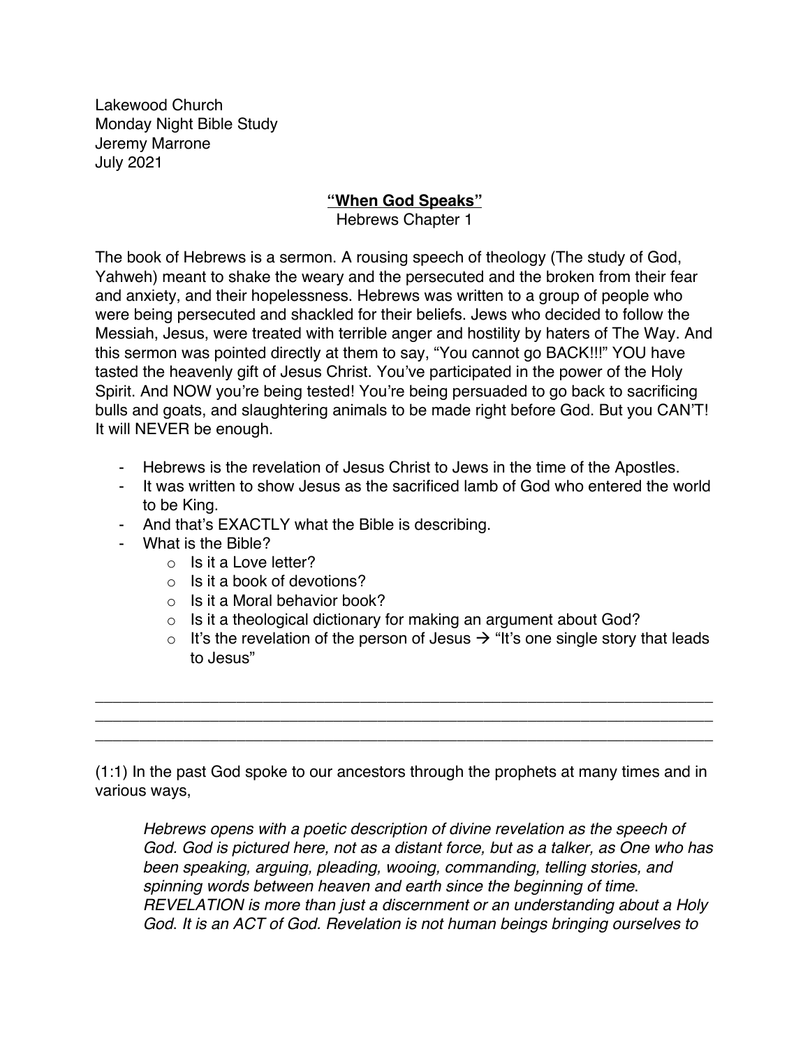Lakewood Church
Monday Night Bible Study
Jeremy Marrone
July 2021

## **<u>"When God Speaks"</u>**

Hebrews Chapter 1

The book of Hebrews is a sermon. A rousing speech of theology (The study of God, Yahweh) meant to shake the weary and the persecuted and the broken from their fear and anxiety, and their hopelessness. Hebrews was written to a group of people who were being persecuted and shackled for their beliefs. Jews who decided to follow the Messiah, Jesus, were treated with terrible anger and hostility by haters of The Way. And this sermon was pointed directly at them to say, "You cannot go BACK!!!" YOU have tasted the heavenly gift of Jesus Christ. You've participated in the power of the Holy Spirit. And NOW you're being tested! You're being persuaded to go back to sacrificing bulls and goats, and slaughtering animals to be made right before God. But you CAN'T! It will NEVER be enough.

- Hebrews is the revelation of Jesus Christ to Jews in the time of the Apostles.
- It was written to show Jesus as the sacrificed lamb of God who entered the world to be King.
- And that's EXACTLY what the Bible is describing.
- What is the Bible?
  - Is it a Love letter?
  - Is it a book of devotions?
  - Is it a Moral behavior book?
  - Is it a theological dictionary for making an argument about God?
  - It's the revelation of the person of Jesus → "It's one single story that leads to Jesus"

\_\_\_\_\_\_\_\_\_\_\_\_\_\_\_\_\_\_\_\_\_\_\_\_\_\_\_\_\_\_\_\_\_\_\_\_\_\_\_\_\_\_\_\_\_\_\_\_\_\_\_\_\_\_\_\_\_\_\_\_\_\_\_\_\_\_
\_\_\_\_\_\_\_\_\_\_\_\_\_\_\_\_\_\_\_\_\_\_\_\_\_\_\_\_\_\_\_\_\_\_\_\_\_\_\_\_\_\_\_\_\_\_\_\_\_\_\_\_\_\_\_\_\_\_\_\_\_\_\_\_\_\_
\_\_\_\_\_\_\_\_\_\_\_\_\_\_\_\_\_\_\_\_\_\_\_\_\_\_\_\_\_\_\_\_\_\_\_\_\_\_\_\_\_\_\_\_\_\_\_\_\_\_\_\_\_\_\_\_\_\_\_\_\_\_\_\_\_\_

(1:1) In the past God spoke to our ancestors through the prophets at many times and in various ways,

> *Hebrews opens with a poetic description of divine revelation as the speech of God. God is pictured here, not as a distant force, but as a talker, as One who has been speaking, arguing, pleading, wooing, commanding, telling stories, and spinning words between heaven and earth since the beginning of time. REVELATION is more than just a discernment or an understanding about a Holy God. It is an ACT of God. Revelation is not human beings bringing ourselves to*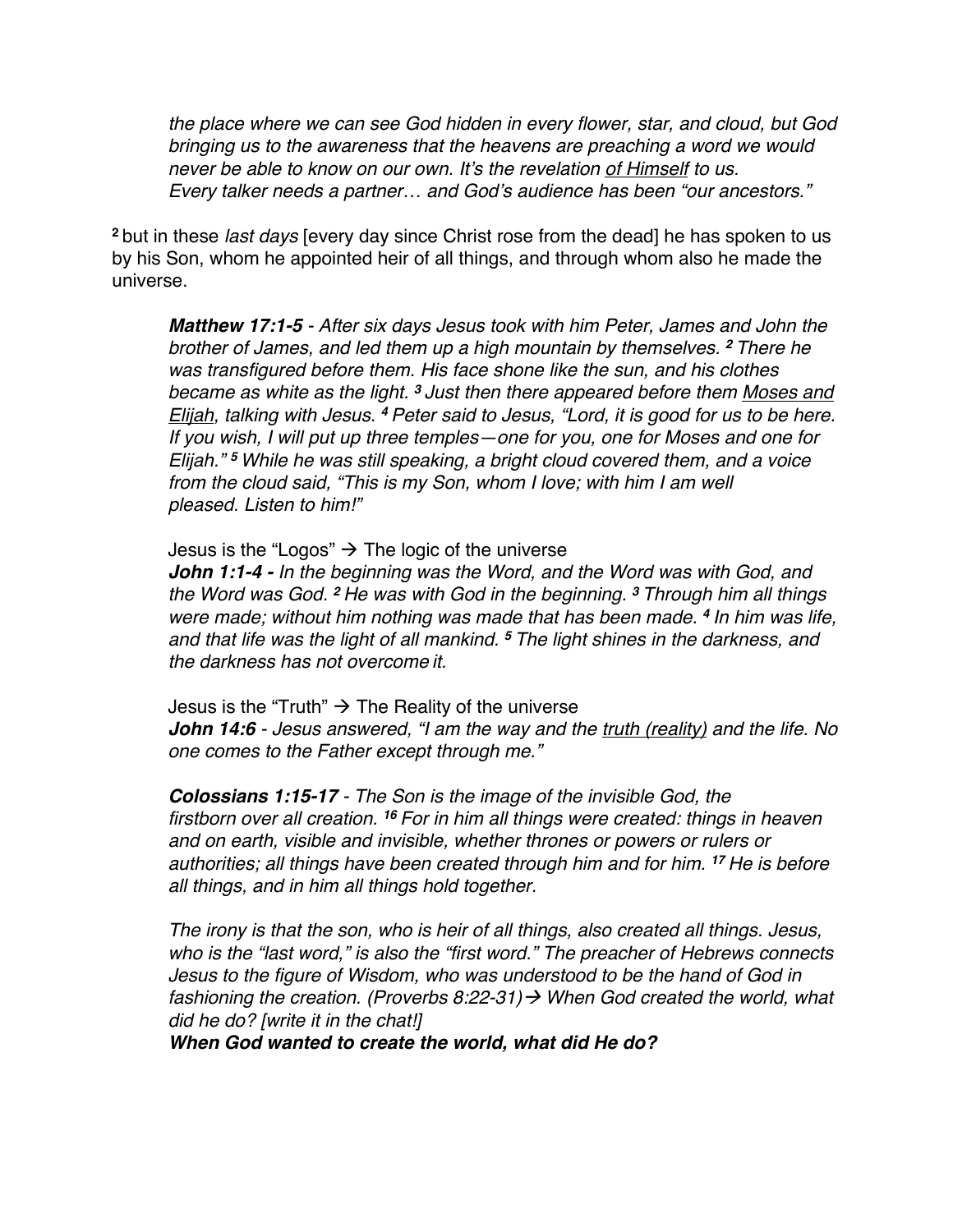*the place where we can see God hidden in every flower, star, and cloud, but God bringing us to the awareness that the heavens are preaching a word we would never be able to know on our own. It's the revelation <u>of Himself</u> to us. Every talker needs a partner… and God's audience has been "our ancestors."*

[2] but in these *last days* [every day since Christ rose from the dead] he has spoken to us by his Son, whom he appointed heir of all things, and through whom also he made the universe.

> ***Matthew 17:1-5*** *- After six days Jesus took with him Peter, James and John the brother of James, and led them up a high mountain by themselves. [2] There he was transfigured before them. His face shone like the sun, and his clothes became as white as the light. [3] Just then there appeared before them <u>Moses and Elijah</u>, talking with Jesus. [4] Peter said to Jesus, "Lord, it is good for us to be here. If you wish, I will put up three temples—one for you, one for Moses and one for Elijah." [5] While he was still speaking, a bright cloud covered them, and a voice from the cloud said, "This is my Son, whom I love; with him I am well pleased. Listen to him!"*
>
> Jesus is the "Logos" → The logic of the universe
> ***John 1:1-4 -*** *In the beginning was the Word, and the Word was with God, and the Word was God. [2] He was with God in the beginning. [3] Through him all things were made; without him nothing was made that has been made. [4] In him was life, and that life was the light of all mankind. [5] The light shines in the darkness, and the darkness has not overcome it.*
>
> Jesus is the "Truth" → The Reality of the universe
> ***John 14:6*** *- Jesus answered, "I am the way and the <u>truth (reality)</u> and the life. No one comes to the Father except through me."*
>
> ***Colossians 1:15-17*** *- The Son is the image of the invisible God, the firstborn over all creation. [16] For in him all things were created: things in heaven and on earth, visible and invisible, whether thrones or powers or rulers or authorities; all things have been created through him and for him. [17] He is before all things, and in him all things hold together.*
>
> *The irony is that the son, who is heir of all things, also created all things. Jesus, who is the "last word," is also the "first word." The preacher of Hebrews connects Jesus to the figure of Wisdom, who was understood to be the hand of God in fashioning the creation. (Proverbs 8:22-31)→ When God created the world, what did he do? [write it in the chat!]*
> ***When God wanted to create the world, what did He do?***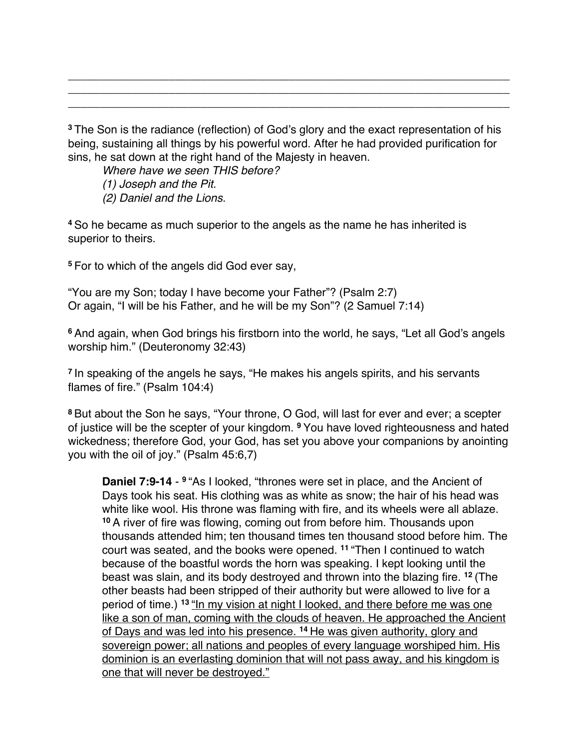\_\_\_\_\_\_\_\_\_\_\_\_\_\_\_\_\_\_\_\_\_\_\_\_\_\_\_\_\_\_\_\_\_\_\_\_\_\_\_\_\_\_\_\_\_\_\_\_\_\_\_\_\_\_\_\_\_\_\_\_\_\_\_\_\_\_\_\_\_\_\_\_\_\_
\_\_\_\_\_\_\_\_\_\_\_\_\_\_\_\_\_\_\_\_\_\_\_\_\_\_\_\_\_\_\_\_\_\_\_\_\_\_\_\_\_\_\_\_\_\_\_\_\_\_\_\_\_\_\_\_\_\_\_\_\_\_\_\_\_\_\_\_\_\_\_\_\_\_
\_\_\_\_\_\_\_\_\_\_\_\_\_\_\_\_\_\_\_\_\_\_\_\_\_\_\_\_\_\_\_\_\_\_\_\_\_\_\_\_\_\_\_\_\_\_\_\_\_\_\_\_\_\_\_\_\_\_\_\_\_\_\_\_\_\_\_\_\_\_\_\_\_\_

**3** The Son is the radiance (reflection) of God's glory and the exact representation of his being, sustaining all things by his powerful word. After he had provided purification for sins, he sat down at the right hand of the Majesty in heaven.

> *Where have we seen THIS before?*
> *(1) Joseph and the Pit.*
> *(2) Daniel and the Lions.*

**4** So he became as much superior to the angels as the name he has inherited is superior to theirs.

**5** For to which of the angels did God ever say,

"You are my Son; today I have become your Father"? (Psalm 2:7)
Or again, "I will be his Father, and he will be my Son"? (2 Samuel 7:14)

**6** And again, when God brings his firstborn into the world, he says, "Let all God's angels worship him." (Deuteronomy 32:43)

**7** In speaking of the angels he says, "He makes his angels spirits, and his servants flames of fire." (Psalm 104:4)

**8** But about the Son he says, "Your throne, O God, will last for ever and ever; a scepter of justice will be the scepter of your kingdom. **9** You have loved righteousness and hated wickedness; therefore God, your God, has set you above your companions by anointing you with the oil of joy." (Psalm 45:6,7)

> **Daniel 7:9-14** - **9** "As I looked, "thrones were set in place, and the Ancient of Days took his seat. His clothing was as white as snow; the hair of his head was white like wool. His throne was flaming with fire, and its wheels were all ablaze. **10** A river of fire was flowing, coming out from before him. Thousands upon thousands attended him; ten thousand times ten thousand stood before him. The court was seated, and the books were opened. **11** "Then I continued to watch because of the boastful words the horn was speaking. I kept looking until the beast was slain, and its body destroyed and thrown into the blazing fire. **12** (The other beasts had been stripped of their authority but were allowed to live for a period of time.) **13** <u>"In my vision at night I looked, and there before me was one like a son of man, coming with the clouds of heaven. He approached the Ancient of Days and was led into his presence.</u> **14** <u>He was given authority, glory and sovereign power; all nations and peoples of every language worshiped him. His dominion is an everlasting dominion that will not pass away, and his kingdom is one that will never be destroyed."</u>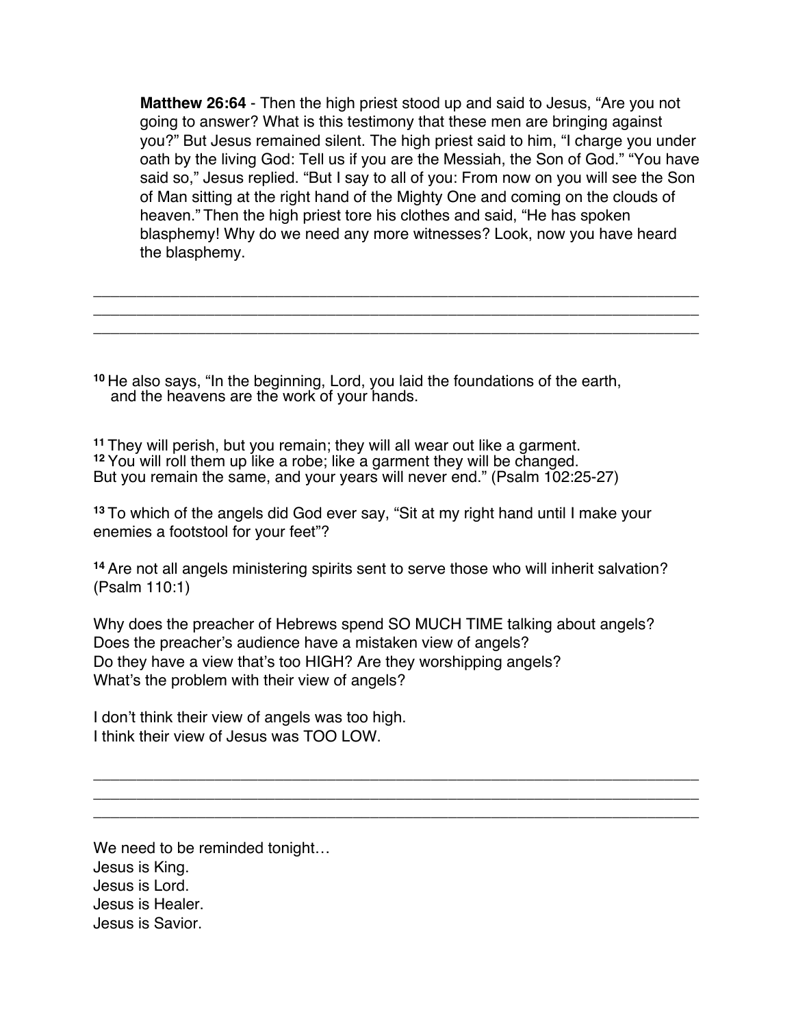**Matthew 26:64** - Then the high priest stood up and said to Jesus, "Are you not going to answer? What is this testimony that these men are bringing against you?" But Jesus remained silent. The high priest said to him, "I charge you under oath by the living God: Tell us if you are the Messiah, the Son of God." "You have said so," Jesus replied. "But I say to all of you: From now on you will see the Son of Man sitting at the right hand of the Mighty One and coming on the clouds of heaven." Then the high priest tore his clothes and said, "He has spoken blasphemy! Why do we need any more witnesses? Look, now you have heard the blasphemy.

\_\_\_\_\_\_\_\_\_\_\_\_\_\_\_\_\_\_\_\_\_\_\_\_\_\_\_\_\_\_\_\_\_\_\_\_\_\_\_\_\_\_\_\_\_\_\_\_\_\_\_\_\_\_\_\_\_\_\_\_\_\_\_\_\_\_\_\_\_\_
\_\_\_\_\_\_\_\_\_\_\_\_\_\_\_\_\_\_\_\_\_\_\_\_\_\_\_\_\_\_\_\_\_\_\_\_\_\_\_\_\_\_\_\_\_\_\_\_\_\_\_\_\_\_\_\_\_\_\_\_\_\_\_\_\_\_\_\_\_\_
\_\_\_\_\_\_\_\_\_\_\_\_\_\_\_\_\_\_\_\_\_\_\_\_\_\_\_\_\_\_\_\_\_\_\_\_\_\_\_\_\_\_\_\_\_\_\_\_\_\_\_\_\_\_\_\_\_\_\_\_\_\_\_\_\_\_\_\_\_\_

[10] He also says, "In the beginning, Lord, you laid the foundations of the earth,
and the heavens are the work of your hands.

[11] They will perish, but you remain; they will all wear out like a garment.
[12] You will roll them up like a robe; like a garment they will be changed.
But you remain the same, and your years will never end." (Psalm 102:25-27)

[13] To which of the angels did God ever say, "Sit at my right hand until I make your enemies a footstool for your feet"?

[14] Are not all angels ministering spirits sent to serve those who will inherit salvation? (Psalm 110:1)

Why does the preacher of Hebrews spend SO MUCH TIME talking about angels?
Does the preacher's audience have a mistaken view of angels?
Do they have a view that's too HIGH? Are they worshipping angels?
What's the problem with their view of angels?

I don't think their view of angels was too high.
I think their view of Jesus was TOO LOW.

\_\_\_\_\_\_\_\_\_\_\_\_\_\_\_\_\_\_\_\_\_\_\_\_\_\_\_\_\_\_\_\_\_\_\_\_\_\_\_\_\_\_\_\_\_\_\_\_\_\_\_\_\_\_\_\_\_\_\_\_\_\_\_\_\_\_\_\_\_\_
\_\_\_\_\_\_\_\_\_\_\_\_\_\_\_\_\_\_\_\_\_\_\_\_\_\_\_\_\_\_\_\_\_\_\_\_\_\_\_\_\_\_\_\_\_\_\_\_\_\_\_\_\_\_\_\_\_\_\_\_\_\_\_\_\_\_\_\_\_\_
\_\_\_\_\_\_\_\_\_\_\_\_\_\_\_\_\_\_\_\_\_\_\_\_\_\_\_\_\_\_\_\_\_\_\_\_\_\_\_\_\_\_\_\_\_\_\_\_\_\_\_\_\_\_\_\_\_\_\_\_\_\_\_\_\_\_\_\_\_\_

We need to be reminded tonight…
Jesus is King.
Jesus is Lord.
Jesus is Healer.
Jesus is Savior.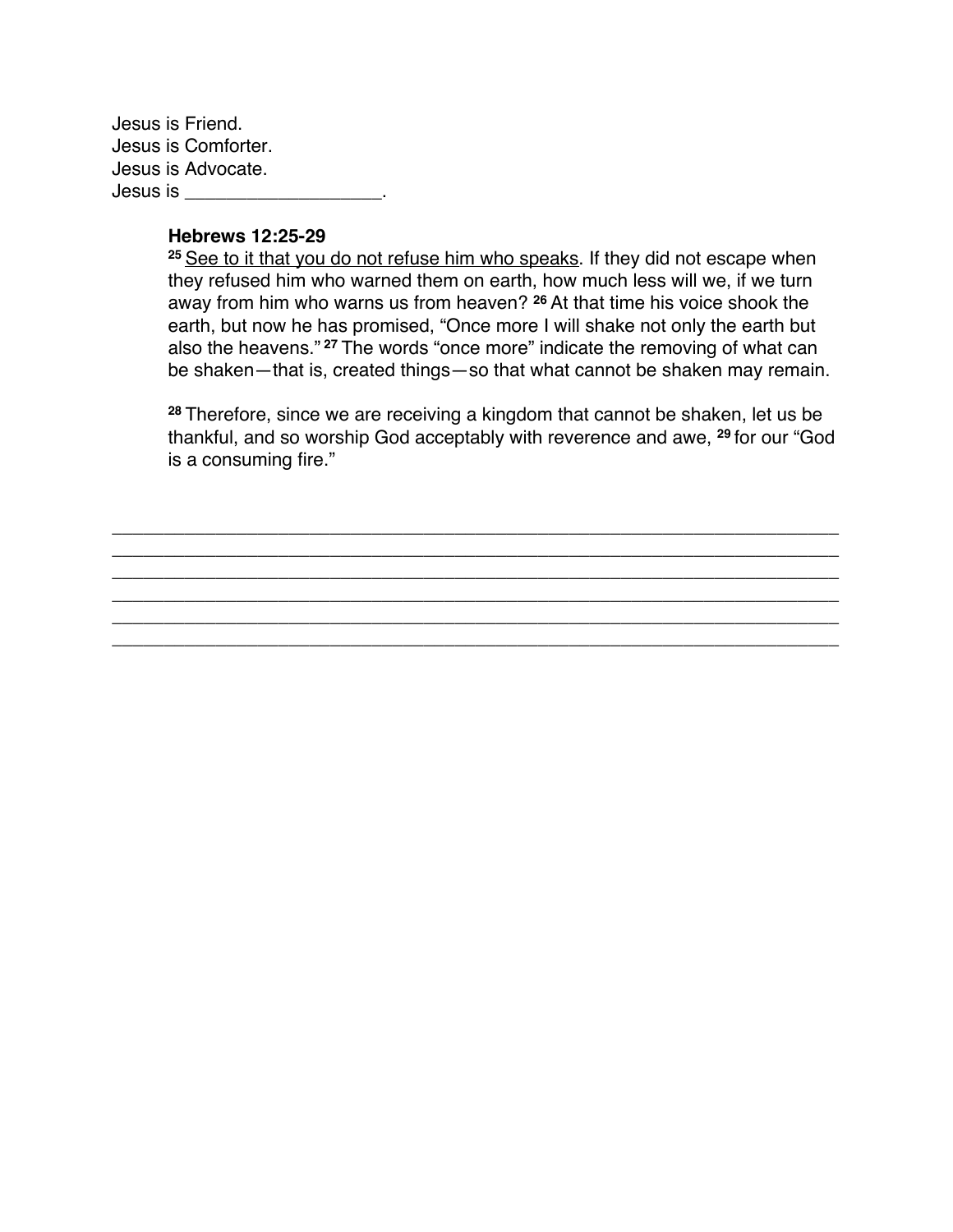Jesus is Friend.
Jesus is Comforter.
Jesus is Advocate.
Jesus is ___________________.

**Hebrews 12:25-29**

[25] <u>See to it that you do not refuse him who speaks</u>. If they did not escape when they refused him who warned them on earth, how much less will we, if we turn away from him who warns us from heaven? [26] At that time his voice shook the earth, but now he has promised, “Once more I will shake not only the earth but also the heavens.” [27] The words “once more” indicate the removing of what can be shaken—that is, created things—so that what cannot be shaken may remain.

[28] Therefore, since we are receiving a kingdom that cannot be shaken, let us be thankful, and so worship God acceptably with reverence and awe, [29] for our “God is a consuming fire.”

______________________________________________________________________
______________________________________________________________________
______________________________________________________________________
______________________________________________________________________
______________________________________________________________________
______________________________________________________________________